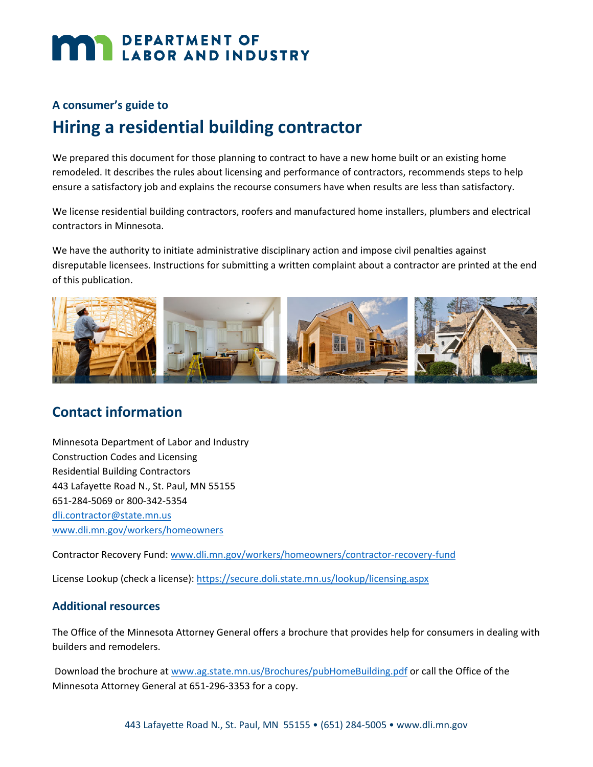# DEPARTMENT OF LABOR AND INDUSTRY

**A consumer's guide to**

## Hiring a residential building contractor

We prepared this document for those planning to contract to have a new home built or an existing home remodeled. It describes the rules about licensing and performance of contractors, recommends steps to help ensure a satisfactory job and explains the recourse consumers have when results are less than satisfactory.

We license residential building contractors, roofers and manufactured home installers, plumbers and electrical contractors in Minnesota.

We have the authority to initiate administrative disciplinary action and impose civil penalties against disreputable licensees. Instructions for submitting a written complaint about a contractor are printed at the end of this publication.

## Contact information

Minnesota Department of Labor and Industry
Construction Codes and Licensing
Residential Building Contractors
443 Lafayette Road N., St. Paul, MN 55155
651-284-5069 or 800-342-5354
dli.contractor@state.mn.us
www.dli.mn.gov/workers/homeowners

Contractor Recovery Fund: www.dli.mn.gov/workers/homeowners/contractor-recovery-fund

License Lookup (check a license): https://secure.doli.state.mn.us/lookup/licensing.aspx

### Additional resources

The Office of the Minnesota Attorney General offers a brochure that provides help for consumers in dealing with builders and remodelers.

Download the brochure at www.ag.state.mn.us/Brochures/pubHomeBuilding.pdf or call the Office of the Minnesota Attorney General at 651-296-3353 for a copy.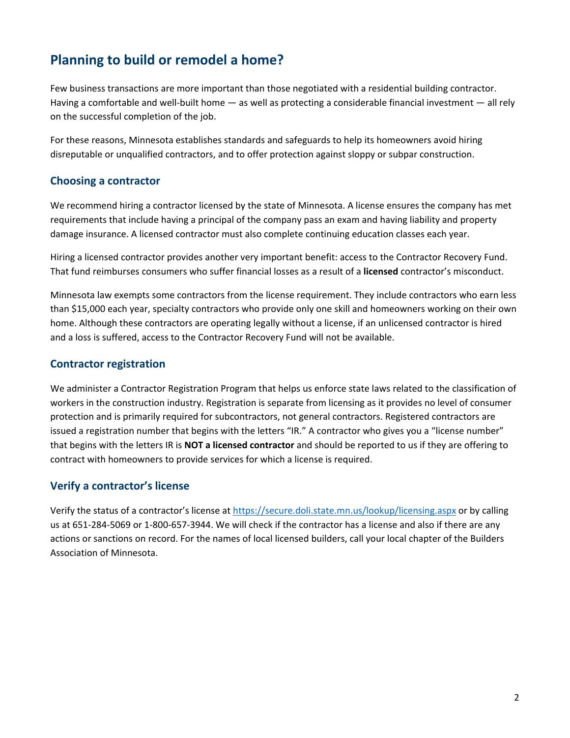# Planning to build or remodel a home?

Few business transactions are more important than those negotiated with a residential building contractor. Having a comfortable and well-built home — as well as protecting a considerable financial investment — all rely on the successful completion of the job.

For these reasons, Minnesota establishes standards and safeguards to help its homeowners avoid hiring disreputable or unqualified contractors, and to offer protection against sloppy or subpar construction.

## Choosing a contractor

We recommend hiring a contractor licensed by the state of Minnesota. A license ensures the company has met requirements that include having a principal of the company pass an exam and having liability and property damage insurance. A licensed contractor must also complete continuing education classes each year.

Hiring a licensed contractor provides another very important benefit: access to the Contractor Recovery Fund. That fund reimburses consumers who suffer financial losses as a result of a **licensed** contractor's misconduct.

Minnesota law exempts some contractors from the license requirement. They include contractors who earn less than $15,000 each year, specialty contractors who provide only one skill and homeowners working on their own home. Although these contractors are operating legally without a license, if an unlicensed contractor is hired and a loss is suffered, access to the Contractor Recovery Fund will not be available.

## Contractor registration

We administer a Contractor Registration Program that helps us enforce state laws related to the classification of workers in the construction industry. Registration is separate from licensing as it provides no level of consumer protection and is primarily required for subcontractors, not general contractors. Registered contractors are issued a registration number that begins with the letters "IR." A contractor who gives you a "license number" that begins with the letters IR is **NOT a licensed contractor** and should be reported to us if they are offering to contract with homeowners to provide services for which a license is required.

## Verify a contractor's license

Verify the status of a contractor's license at https://secure.doli.state.mn.us/lookup/licensing.aspx or by calling us at 651-284-5069 or 1-800-657-3944. We will check if the contractor has a license and also if there are any actions or sanctions on record. For the names of local licensed builders, call your local chapter of the Builders Association of Minnesota.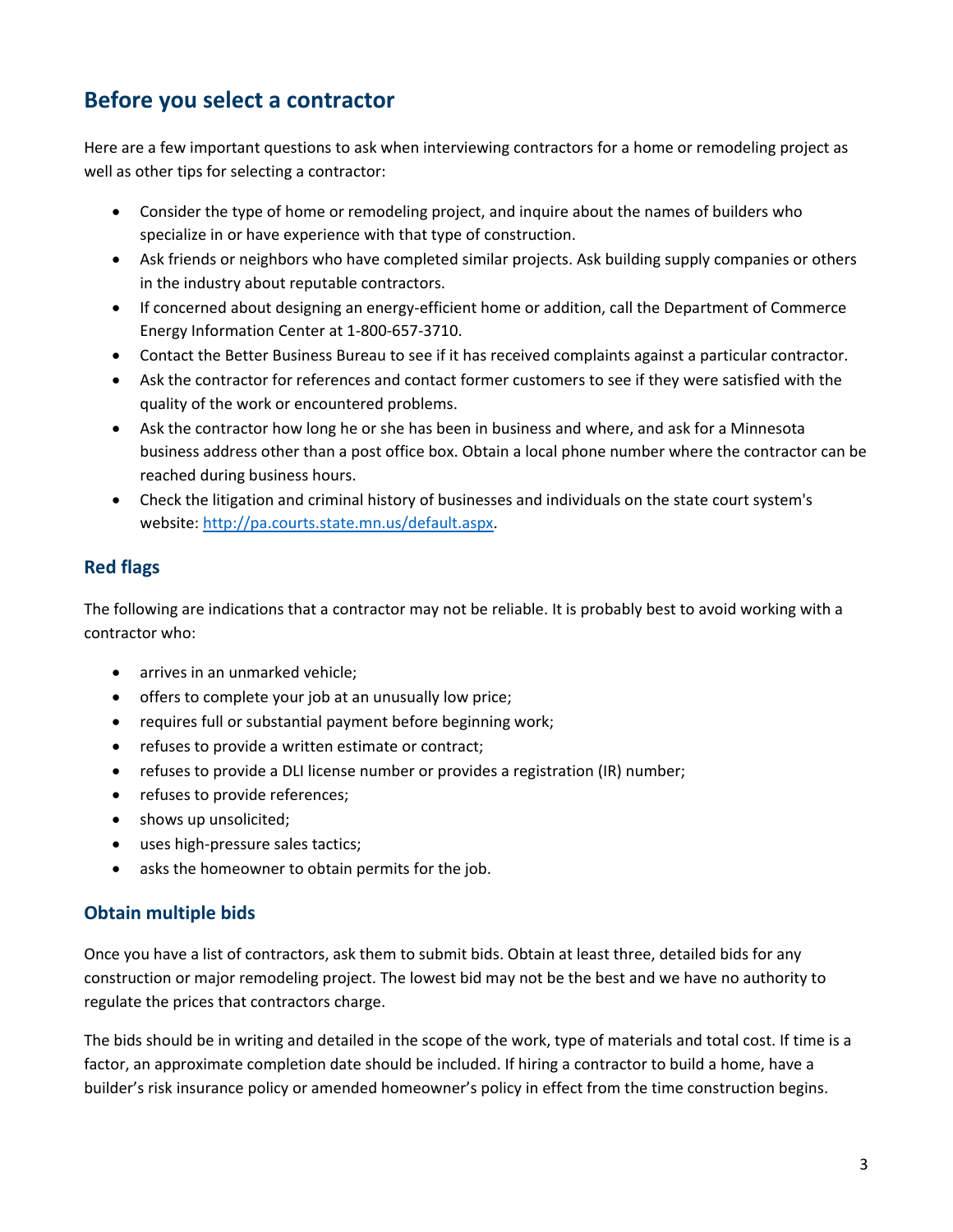## Before you select a contractor

Here are a few important questions to ask when interviewing contractors for a home or remodeling project as well as other tips for selecting a contractor:

- Consider the type of home or remodeling project, and inquire about the names of builders who specialize in or have experience with that type of construction.
- Ask friends or neighbors who have completed similar projects. Ask building supply companies or others in the industry about reputable contractors.
- If concerned about designing an energy-efficient home or addition, call the Department of Commerce Energy Information Center at 1-800-657-3710.
- Contact the Better Business Bureau to see if it has received complaints against a particular contractor.
- Ask the contractor for references and contact former customers to see if they were satisfied with the quality of the work or encountered problems.
- Ask the contractor how long he or she has been in business and where, and ask for a Minnesota business address other than a post office box. Obtain a local phone number where the contractor can be reached during business hours.
- Check the litigation and criminal history of businesses and individuals on the state court system's website: [http://pa.courts.state.mn.us/default.aspx](http://pa.courts.state.mn.us/default.aspx).

### Red flags

The following are indications that a contractor may not be reliable. It is probably best to avoid working with a contractor who:

- arrives in an unmarked vehicle;
- offers to complete your job at an unusually low price;
- requires full or substantial payment before beginning work;
- refuses to provide a written estimate or contract;
- refuses to provide a DLI license number or provides a registration (IR) number;
- refuses to provide references;
- shows up unsolicited;
- uses high-pressure sales tactics;
- asks the homeowner to obtain permits for the job.

### Obtain multiple bids

Once you have a list of contractors, ask them to submit bids. Obtain at least three, detailed bids for any construction or major remodeling project. The lowest bid may not be the best and we have no authority to regulate the prices that contractors charge.

The bids should be in writing and detailed in the scope of the work, type of materials and total cost. If time is a factor, an approximate completion date should be included. If hiring a contractor to build a home, have a builder's risk insurance policy or amended homeowner's policy in effect from the time construction begins.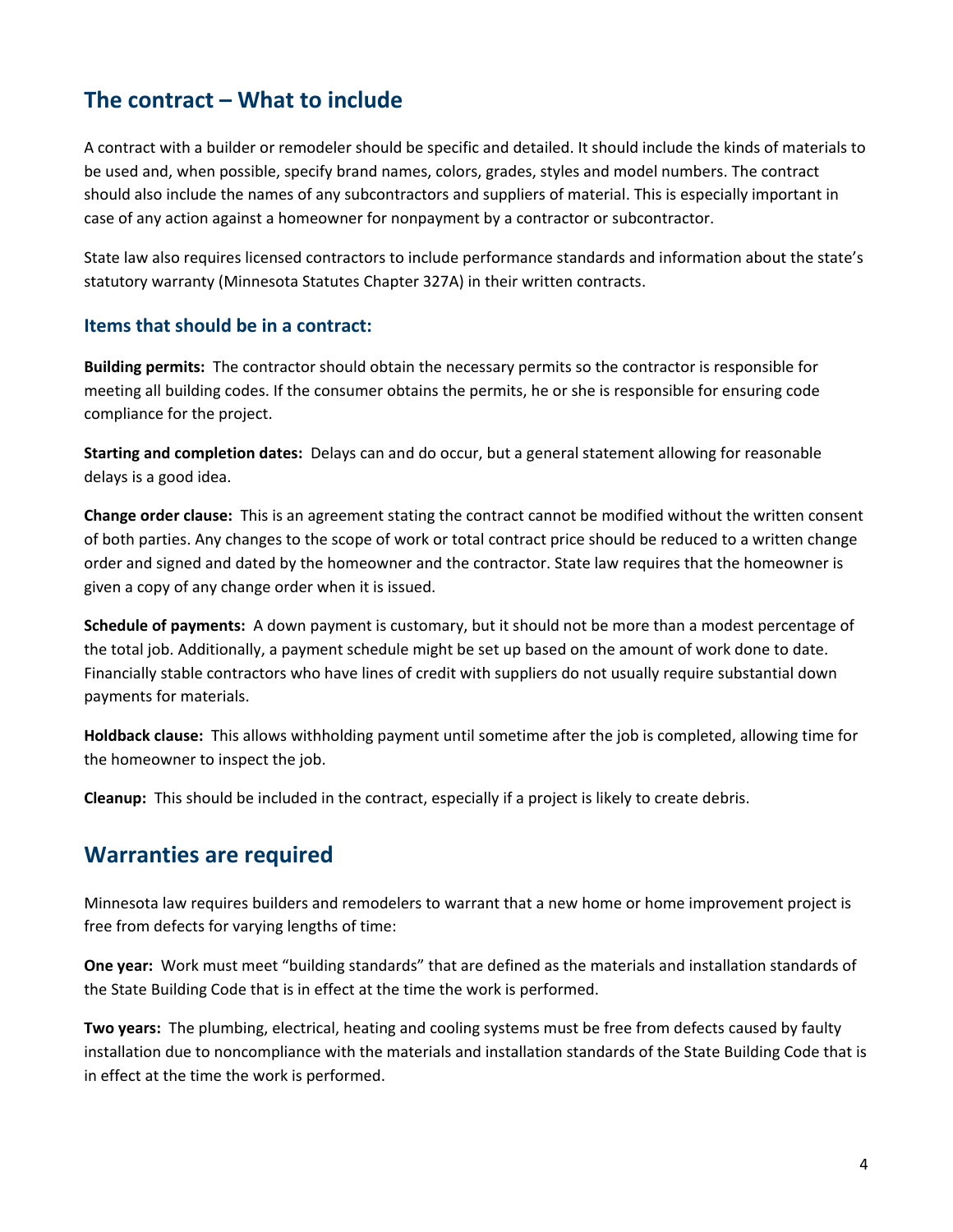## The contract – What to include

A contract with a builder or remodeler should be specific and detailed. It should include the kinds of materials to be used and, when possible, specify brand names, colors, grades, styles and model numbers. The contract should also include the names of any subcontractors and suppliers of material. This is especially important in case of any action against a homeowner for nonpayment by a contractor or subcontractor.

State law also requires licensed contractors to include performance standards and information about the state's statutory warranty (Minnesota Statutes Chapter 327A) in their written contracts.

### Items that should be in a contract:

**Building permits:** The contractor should obtain the necessary permits so the contractor is responsible for meeting all building codes. If the consumer obtains the permits, he or she is responsible for ensuring code compliance for the project.

**Starting and completion dates:** Delays can and do occur, but a general statement allowing for reasonable delays is a good idea.

**Change order clause:** This is an agreement stating the contract cannot be modified without the written consent of both parties. Any changes to the scope of work or total contract price should be reduced to a written change order and signed and dated by the homeowner and the contractor. State law requires that the homeowner is given a copy of any change order when it is issued.

**Schedule of payments:** A down payment is customary, but it should not be more than a modest percentage of the total job. Additionally, a payment schedule might be set up based on the amount of work done to date. Financially stable contractors who have lines of credit with suppliers do not usually require substantial down payments for materials.

**Holdback clause:** This allows withholding payment until sometime after the job is completed, allowing time for the homeowner to inspect the job.

**Cleanup:** This should be included in the contract, especially if a project is likely to create debris.

## Warranties are required

Minnesota law requires builders and remodelers to warrant that a new home or home improvement project is free from defects for varying lengths of time:

**One year:** Work must meet "building standards" that are defined as the materials and installation standards of the State Building Code that is in effect at the time the work is performed.

**Two years:** The plumbing, electrical, heating and cooling systems must be free from defects caused by faulty installation due to noncompliance with the materials and installation standards of the State Building Code that is in effect at the time the work is performed.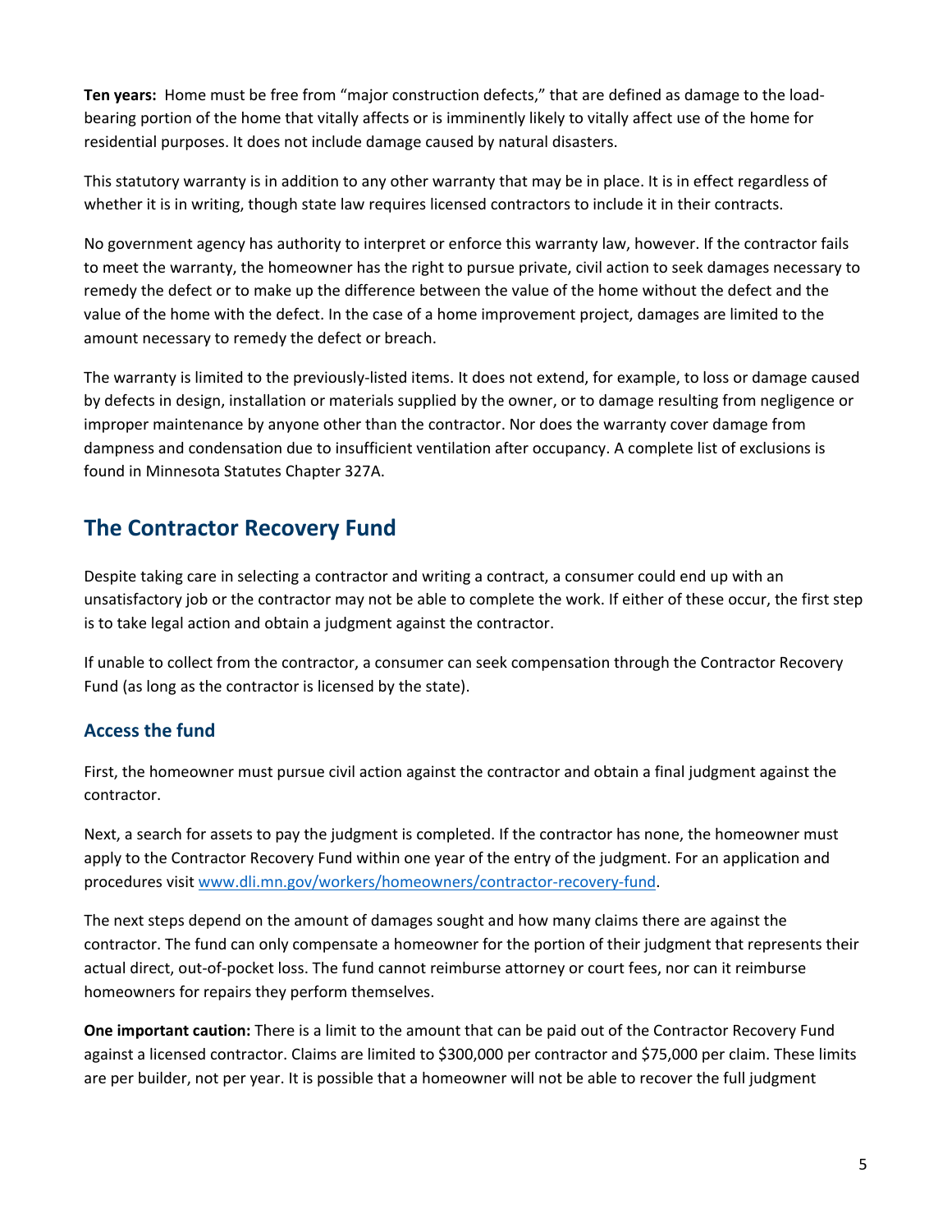**Ten years:** Home must be free from "major construction defects," that are defined as damage to the load-bearing portion of the home that vitally affects or is imminently likely to vitally affect use of the home for residential purposes. It does not include damage caused by natural disasters.

This statutory warranty is in addition to any other warranty that may be in place. It is in effect regardless of whether it is in writing, though state law requires licensed contractors to include it in their contracts.

No government agency has authority to interpret or enforce this warranty law, however. If the contractor fails to meet the warranty, the homeowner has the right to pursue private, civil action to seek damages necessary to remedy the defect or to make up the difference between the value of the home without the defect and the value of the home with the defect. In the case of a home improvement project, damages are limited to the amount necessary to remedy the defect or breach.

The warranty is limited to the previously-listed items. It does not extend, for example, to loss or damage caused by defects in design, installation or materials supplied by the owner, or to damage resulting from negligence or improper maintenance by anyone other than the contractor. Nor does the warranty cover damage from dampness and condensation due to insufficient ventilation after occupancy. A complete list of exclusions is found in Minnesota Statutes Chapter 327A.

## The Contractor Recovery Fund

Despite taking care in selecting a contractor and writing a contract, a consumer could end up with an unsatisfactory job or the contractor may not be able to complete the work. If either of these occur, the first step is to take legal action and obtain a judgment against the contractor.

If unable to collect from the contractor, a consumer can seek compensation through the Contractor Recovery Fund (as long as the contractor is licensed by the state).

### Access the fund

First, the homeowner must pursue civil action against the contractor and obtain a final judgment against the contractor.

Next, a search for assets to pay the judgment is completed. If the contractor has none, the homeowner must apply to the Contractor Recovery Fund within one year of the entry of the judgment. For an application and procedures visit [www.dli.mn.gov/workers/homeowners/contractor-recovery-fund](www.dli.mn.gov/workers/homeowners/contractor-recovery-fund).

The next steps depend on the amount of damages sought and how many claims there are against the contractor. The fund can only compensate a homeowner for the portion of their judgment that represents their actual direct, out-of-pocket loss. The fund cannot reimburse attorney or court fees, nor can it reimburse homeowners for repairs they perform themselves.

**One important caution:** There is a limit to the amount that can be paid out of the Contractor Recovery Fund against a licensed contractor. Claims are limited to $300,000 per contractor and $75,000 per claim. These limits are per builder, not per year. It is possible that a homeowner will not be able to recover the full judgment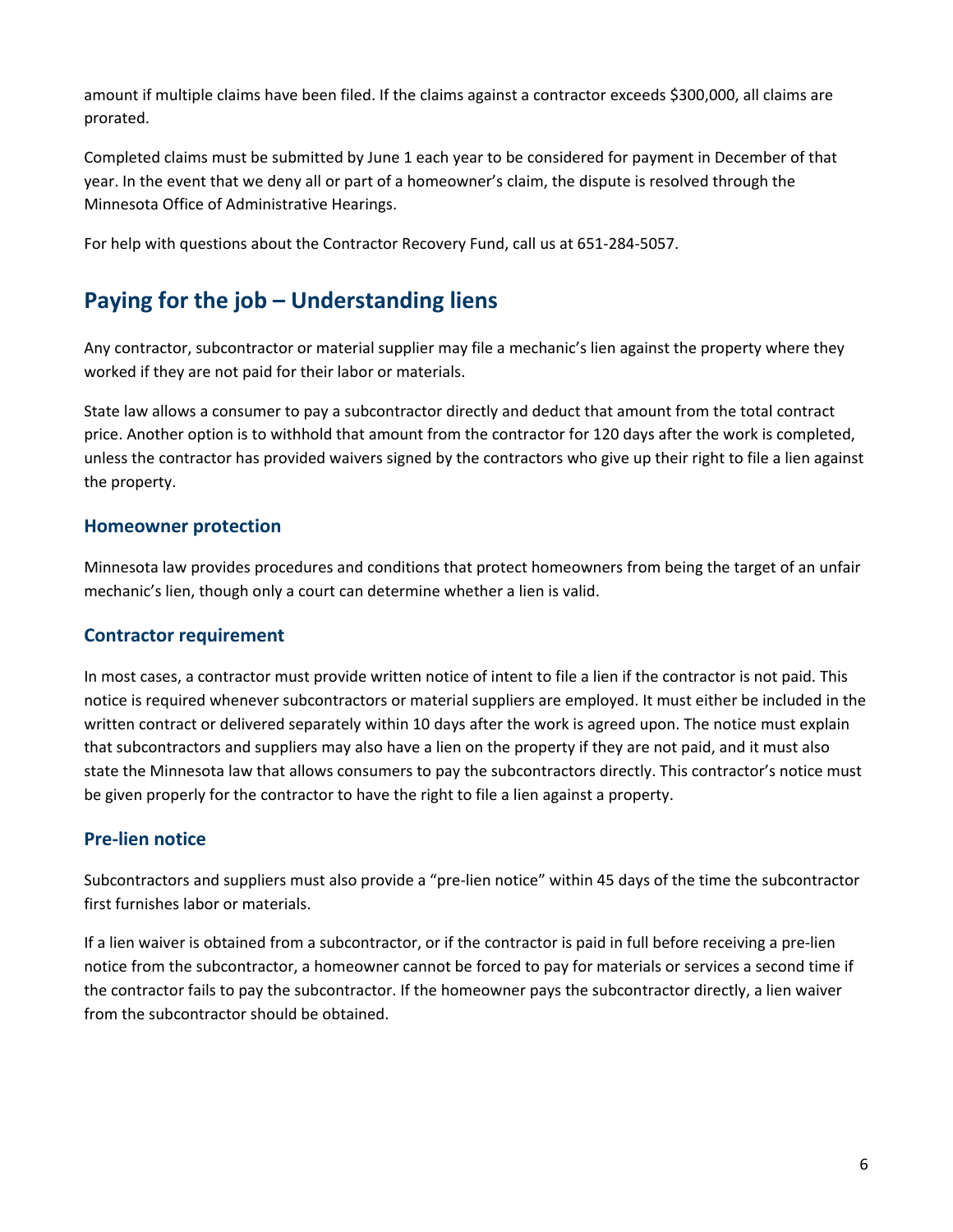amount if multiple claims have been filed. If the claims against a contractor exceeds $300,000, all claims are prorated.

Completed claims must be submitted by June 1 each year to be considered for payment in December of that year. In the event that we deny all or part of a homeowner's claim, the dispute is resolved through the Minnesota Office of Administrative Hearings.

For help with questions about the Contractor Recovery Fund, call us at 651-284-5057.

## Paying for the job – Understanding liens

Any contractor, subcontractor or material supplier may file a mechanic's lien against the property where they worked if they are not paid for their labor or materials.

State law allows a consumer to pay a subcontractor directly and deduct that amount from the total contract price. Another option is to withhold that amount from the contractor for 120 days after the work is completed, unless the contractor has provided waivers signed by the contractors who give up their right to file a lien against the property.

### Homeowner protection

Minnesota law provides procedures and conditions that protect homeowners from being the target of an unfair mechanic's lien, though only a court can determine whether a lien is valid.

### Contractor requirement

In most cases, a contractor must provide written notice of intent to file a lien if the contractor is not paid. This notice is required whenever subcontractors or material suppliers are employed. It must either be included in the written contract or delivered separately within 10 days after the work is agreed upon. The notice must explain that subcontractors and suppliers may also have a lien on the property if they are not paid, and it must also state the Minnesota law that allows consumers to pay the subcontractors directly. This contractor's notice must be given properly for the contractor to have the right to file a lien against a property.

### Pre-lien notice

Subcontractors and suppliers must also provide a "pre-lien notice" within 45 days of the time the subcontractor first furnishes labor or materials.

If a lien waiver is obtained from a subcontractor, or if the contractor is paid in full before receiving a pre-lien notice from the subcontractor, a homeowner cannot be forced to pay for materials or services a second time if the contractor fails to pay the subcontractor. If the homeowner pays the subcontractor directly, a lien waiver from the subcontractor should be obtained.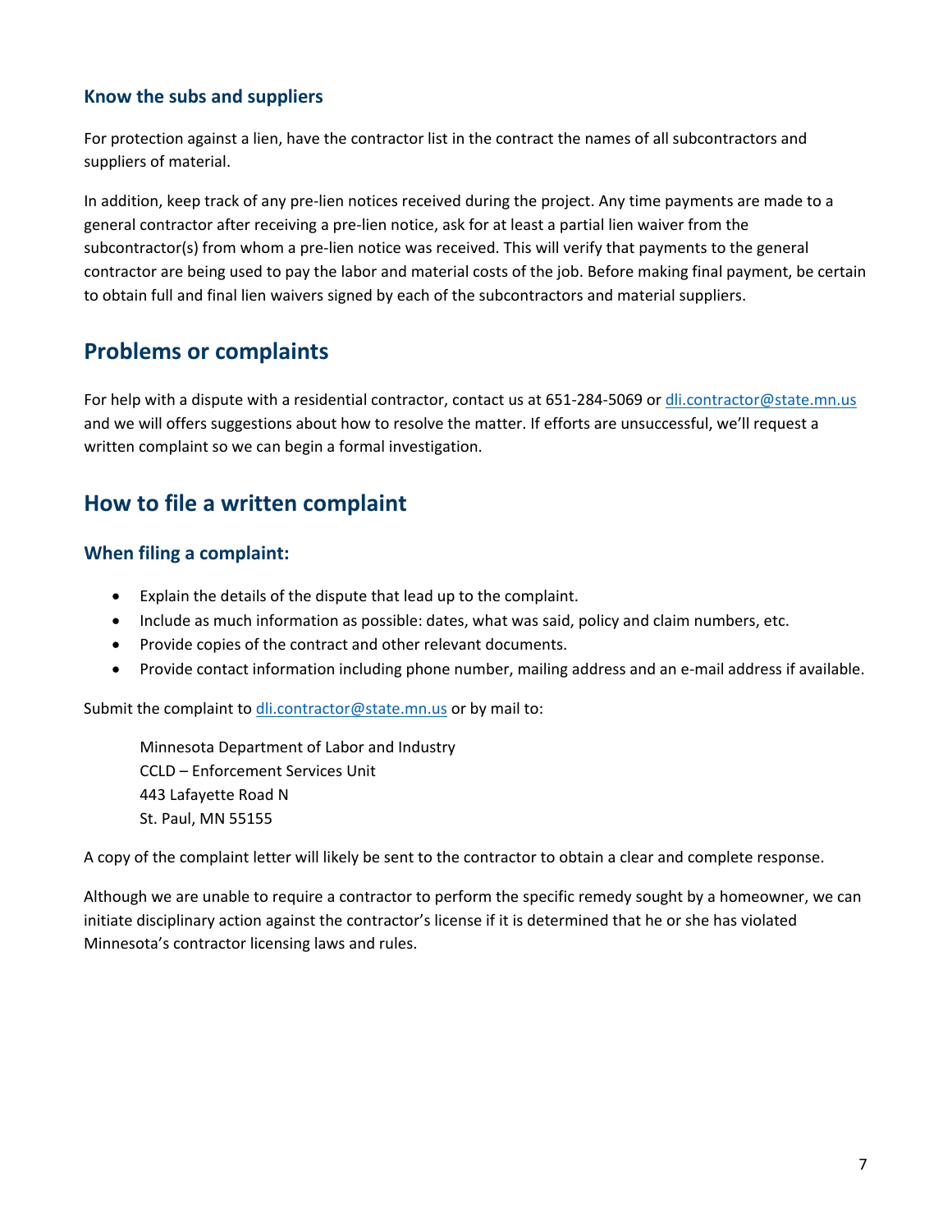### Know the subs and suppliers

For protection against a lien, have the contractor list in the contract the names of all subcontractors and suppliers of material.

In addition, keep track of any pre-lien notices received during the project. Any time payments are made to a general contractor after receiving a pre-lien notice, ask for at least a partial lien waiver from the subcontractor(s) from whom a pre-lien notice was received. This will verify that payments to the general contractor are being used to pay the labor and material costs of the job. Before making final payment, be certain to obtain full and final lien waivers signed by each of the subcontractors and material suppliers.

## Problems or complaints

For help with a dispute with a residential contractor, contact us at 651-284-5069 or dli.contractor@state.mn.us and we will offers suggestions about how to resolve the matter. If efforts are unsuccessful, we'll request a written complaint so we can begin a formal investigation.

## How to file a written complaint

### When filing a complaint:

- Explain the details of the dispute that lead up to the complaint.
- Include as much information as possible: dates, what was said, policy and claim numbers, etc.
- Provide copies of the contract and other relevant documents.
- Provide contact information including phone number, mailing address and an e-mail address if available.

Submit the complaint to dli.contractor@state.mn.us or by mail to:

Minnesota Department of Labor and Industry
CCLD – Enforcement Services Unit
443 Lafayette Road N
St. Paul, MN 55155

A copy of the complaint letter will likely be sent to the contractor to obtain a clear and complete response.

Although we are unable to require a contractor to perform the specific remedy sought by a homeowner, we can initiate disciplinary action against the contractor's license if it is determined that he or she has violated Minnesota's contractor licensing laws and rules.